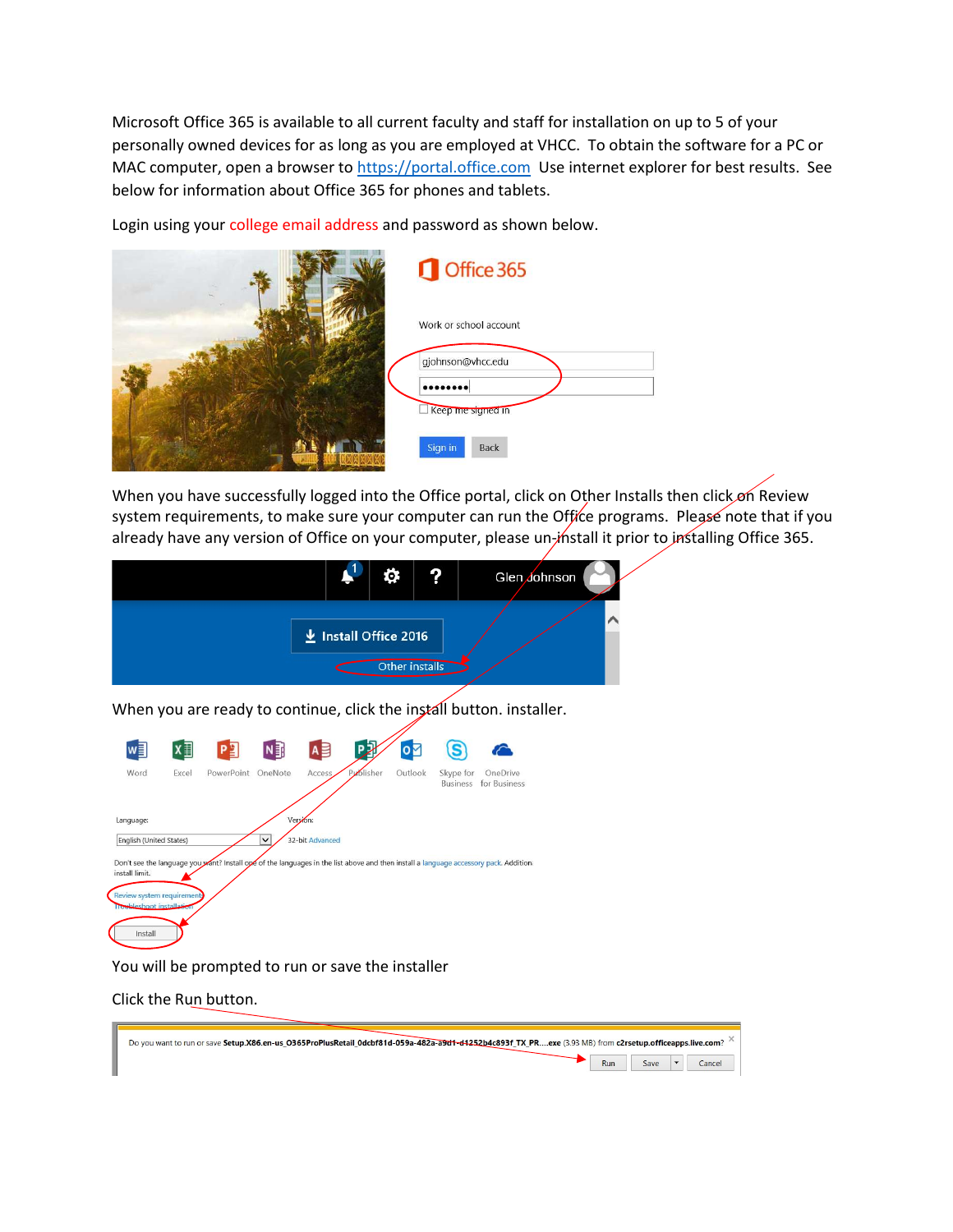Microsoft Office 365 is available to all current faculty and staff for installation on up to 5 of your personally owned devices for as long as you are employed at VHCC. To obtain the software for a PC or MAC computer, open a browser to [https://portal.office.com](https://portal.office.com) Use internet explorer for best results. See below for information about Office 365 for phones and tablets.

Login using your college email address and password as shown below.

When you have successfully logged into the Office portal, click on Other Installs then click on Review system requirements, to make sure your computer can run the Office programs. Please note that if you already have any version of Office on your computer, please un-install it prior to installing Office 365.

When you are ready to continue, click the install button. installer.

You will be prompted to run or save the installer

Click the Run button.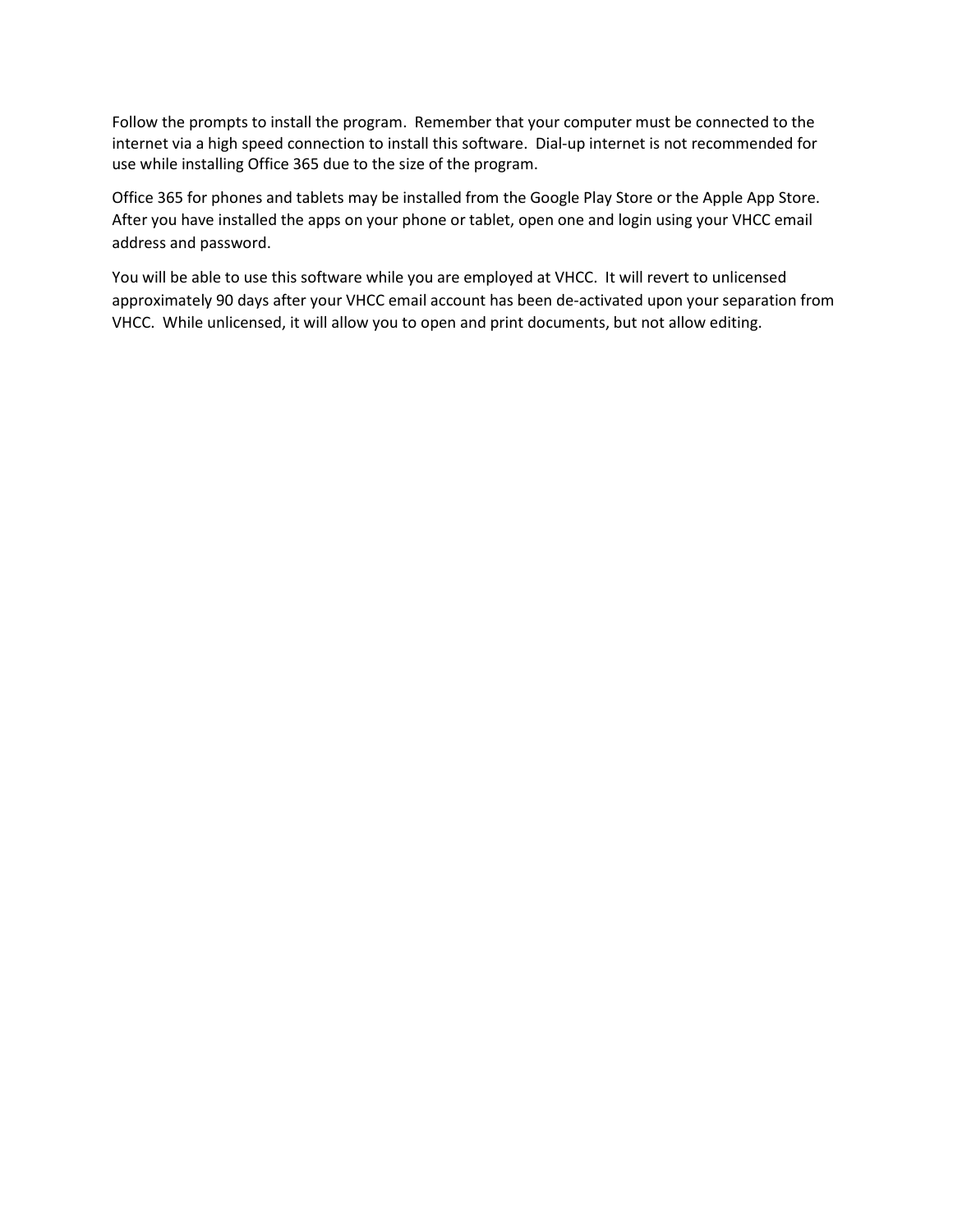Follow the prompts to install the program.  Remember that your computer must be connected to the internet via a high speed connection to install this software.  Dial-up internet is not recommended for use while installing Office 365 due to the size of the program.

Office 365 for phones and tablets may be installed from the Google Play Store or the Apple App Store.  After you have installed the apps on your phone or tablet, open one and login using your VHCC email address and password.

You will be able to use this software while you are employed at VHCC.  It will revert to unlicensed approximately 90 days after your VHCC email account has been de-activated upon your separation from VHCC.  While unlicensed, it will allow you to open and print documents, but not allow editing.